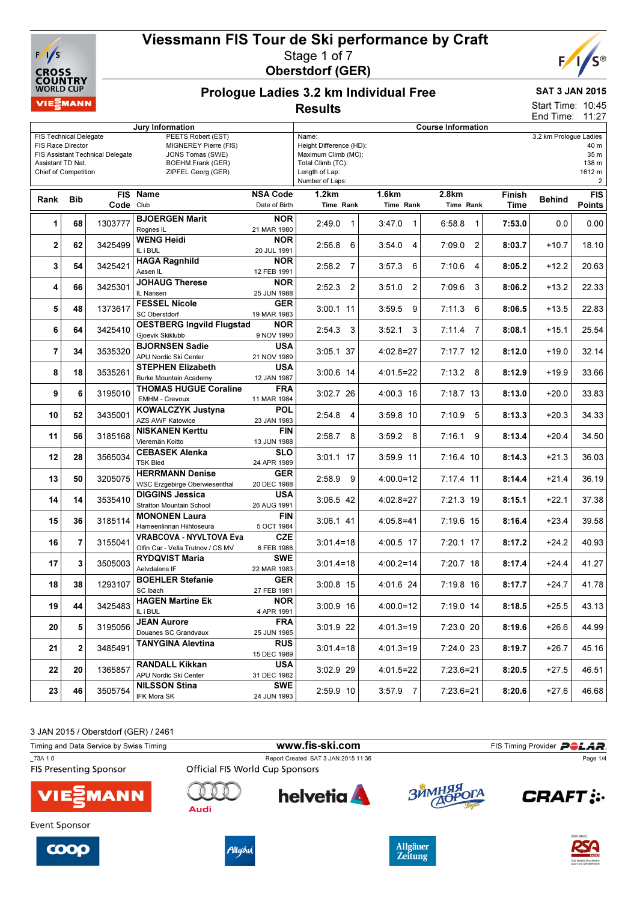# Viessmann FIS Tour de Ski performance by Craft

Stage 1 of 7

**Oberstdorf (GER)**

## Prologue Ladies 3.2 km Individual Free

**Results**

**SAT 3 JAN 2015**

Start Time: 10:45
End Time: 11:27

| Jury Information | |
|---|---|
| FIS Technical Delegate | PEETS Robert (EST) |
| FIS Race Director | MIGNEREY Pierre (FIS) |
| FIS Assistant Technical Delegate | JONS Tomas (SWE) |
| Assistant TD Nat. | BOEHM Frank (GER) |
| Chief of Competition | ZIPFEL Georg (GER) |

| Course Information | |
|---|---|
| Name: | 3.2 km Prologue Ladies |
| Height Difference (HD): | 40 m |
| Maximum Climb (MC): | 35 m |
| Total Climb (TC): | 138 m |
| Length of Lap: | 1612 m |
| Number of Laps: | 2 |

| Rank | Bib | FIS Code | Name / Club | NSA Code / Date of Birth | 1.2km Time | Rank | 1.6km Time | Rank | 2.8km Time | Rank | Finish Time | Behind | FIS Points |
|---|---|---|---|---|---|---|---|---|---|---|---|---|---|
| 1 | 68 | 1303777 | **BJOERGEN Marit** Rognes IL | NOR 21 MAR 1980 | 2:49.0 | 1 | 3:47.0 | 1 | 6:58.8 | 1 | **7:53.0** | 0.0 | 0.00 |
| 2 | 62 | 3425499 | **WENG Heidi** IL i BUL | NOR 20 JUL 1991 | 2:56.8 | 6 | 3:54.0 | 4 | 7:09.0 | 2 | **8:03.7** | +10.7 | 18.10 |
| 3 | 54 | 3425421 | **HAGA Ragnhild** Aasen IL | NOR 12 FEB 1991 | 2:58.2 | 7 | 3:57.3 | 6 | 7:10.6 | 4 | **8:05.2** | +12.2 | 20.63 |
| 4 | 66 | 3425301 | **JOHAUG Therese** IL Nansen | NOR 25 JUN 1988 | 2:52.3 | 2 | 3:51.0 | 2 | 7:09.6 | 3 | **8:06.2** | +13.2 | 22.33 |
| 5 | 48 | 1373617 | **FESSEL Nicole** SC Oberstdorf | GER 19 MAR 1983 | 3:00.1 | 11 | 3:59.5 | 9 | 7:11.3 | 6 | **8:06.5** | +13.5 | 22.83 |
| 6 | 64 | 3425410 | **OESTBERG Ingvild Flugstad** Gjoevik Skiklubb | NOR 9 NOV 1990 | 2:54.3 | 3 | 3:52.1 | 3 | 7:11.4 | 7 | **8:08.1** | +15.1 | 25.54 |
| 7 | 34 | 3535320 | **BJORNSEN Sadie** APU Nordic Ski Center | USA 21 NOV 1989 | 3:05.1 | 37 | 4:02.8 | =27 | 7:17.7 | 12 | **8:12.0** | +19.0 | 32.14 |
| 8 | 18 | 3535261 | **STEPHEN Elizabeth** Burke Mountain Academy | USA 12 JAN 1987 | 3:00.6 | 14 | 4:01.5 | =22 | 7:13.2 | 8 | **8:12.9** | +19.9 | 33.66 |
| 9 | 6 | 3195010 | **THOMAS HUGUE Coraline** EMHM - Crevoux | FRA 11 MAR 1984 | 3:02.7 | 26 | 4:00.3 | 16 | 7:18.7 | 13 | **8:13.0** | +20.0 | 33.83 |
| 10 | 52 | 3435001 | **KOWALCZYK Justyna** AZS AWF Katowice | POL 23 JAN 1983 | 2:54.8 | 4 | 3:59.8 | 10 | 7:10.9 | 5 | **8:13.3** | +20.3 | 34.33 |
| 11 | 56 | 3185168 | **NISKANEN Kerttu** Vieremän Koitto | FIN 13 JUN 1988 | 2:58.7 | 8 | 3:59.2 | 8 | 7:16.1 | 9 | **8:13.4** | +20.4 | 34.50 |
| 12 | 28 | 3565034 | **CEBASEK Alenka** TSK Bled | SLO 24 APR 1989 | 3:01.1 | 17 | 3:59.9 | 11 | 7:16.4 | 10 | **8:14.3** | +21.3 | 36.03 |
| 13 | 50 | 3205075 | **HERRMANN Denise** WSC Erzgebirge Oberwiesenthal | GER 20 DEC 1988 | 2:58.9 | 9 | 4:00.0 | =12 | 7:17.4 | 11 | **8:14.4** | +21.4 | 36.19 |
| 14 | 14 | 3535410 | **DIGGINS Jessica** Stratton Mountain School | USA 26 AUG 1991 | 3:06.5 | 42 | 4:02.8 | =27 | 7:21.3 | 19 | **8:15.1** | +22.1 | 37.38 |
| 15 | 36 | 3185114 | **MONONEN Laura** Hameenlinnan Hiihtoseura | FIN 5 OCT 1984 | 3:06.1 | 41 | 4:05.8 | =41 | 7:19.6 | 15 | **8:16.4** | +23.4 | 39.58 |
| 16 | 7 | 3155041 | **VRABCOVA - NYVLTOVA Eva** Olfin Car - Vella Trutnov / CS MV | CZE 6 FEB 1986 | 3:01.4 | =18 | 4:00.5 | 17 | 7:20.1 | 17 | **8:17.2** | +24.2 | 40.93 |
| 17 | 3 | 3505003 | **RYDQVIST Maria** Aelvdalens IF | SWE 22 MAR 1983 | 3:01.4 | =18 | 4:00.2 | =14 | 7:20.7 | 18 | **8:17.4** | +24.4 | 41.27 |
| 18 | 38 | 1293107 | **BOEHLER Stefanie** SC Ibach | GER 27 FEB 1981 | 3:00.8 | 15 | 4:01.6 | 24 | 7:19.8 | 16 | **8:17.7** | +24.7 | 41.78 |
| 19 | 44 | 3425483 | **HAGEN Martine Ek** IL i BUL | NOR 4 APR 1991 | 3:00.9 | 16 | 4:00.0 | =12 | 7:19.0 | 14 | **8:18.5** | +25.5 | 43.13 |
| 20 | 5 | 3195056 | **JEAN Aurore** Douanes SC Grandvaux | FRA 25 JUN 1985 | 3:01.9 | 22 | 4:01.3 | =19 | 7:23.0 | 20 | **8:19.6** | +26.6 | 44.99 |
| 21 | 2 | 3485491 | **TANYGINA Alevtina** | RUS 15 DEC 1989 | 3:01.4 | =18 | 4:01.3 | =19 | 7:24.0 | 23 | **8:19.7** | +26.7 | 45.16 |
| 22 | 20 | 1365857 | **RANDALL Kikkan** APU Nordic Ski Center | USA 31 DEC 1982 | 3:02.9 | 29 | 4:01.5 | =22 | 7:23.6 | =21 | **8:20.5** | +27.5 | 46.51 |
| 23 | 46 | 3505754 | **NILSSON Stina** IFK Mora SK | SWE 24 JUN 1993 | 2:59.9 | 10 | 3:57.9 | 7 | 7:23.6 | =21 | **8:20.6** | +27.6 | 46.68 |

3 JAN 2015 / Oberstdorf (GER) / 2461

Timing and Data Service by Swiss Timing — www.fis-ski.com — FIS Timing Provider POLAR

_73A 1.0 — Report Created SAT 3 JAN 2015 11:36

FIS Presenting Sponsor: VIESSMANN

Official FIS World Cup Sponsors: Audi, helvetia, Зимняя Дорога, CRAFT

Event Sponsor: coop, Allgäu, Allgäuer Zeitung, RSA Radio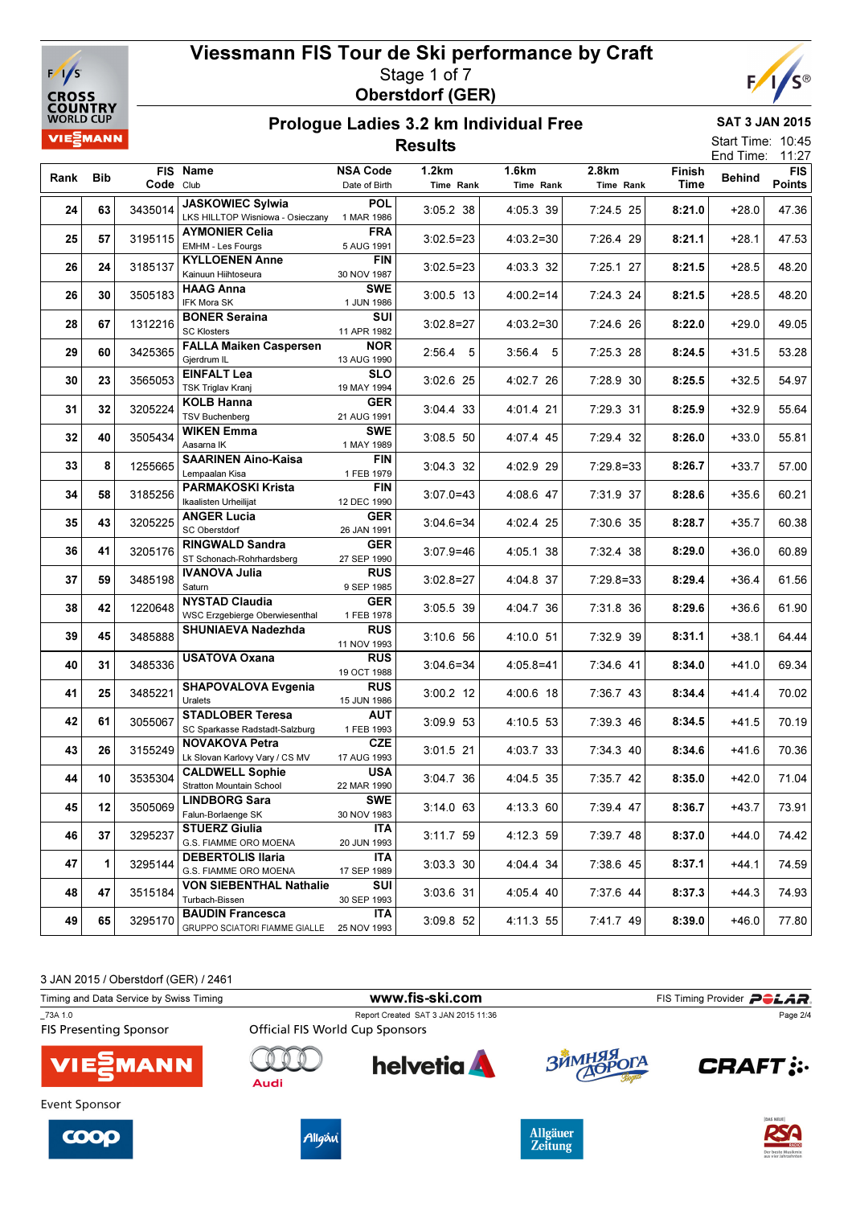# Viessmann FIS Tour de Ski performance by Craft

Stage 1 of 7

Oberstdorf (GER)

## Prologue Ladies 3.2 km Individual Free

## Results

SAT 3 JAN 2015

Start Time: 10:45

End Time: 11:27

| Rank | Bib | FIS Code | Name / Club | NSA Code / Date of Birth | 1.2km Time Rank | 1.6km Time Rank | 2.8km Time Rank | Finish Time | Behind | FIS Points |
|---|---|---|---|---|---|---|---|---|---|---|
| 24 | 63 | 3435014 | JASKOWIEC Sylwia<br>LKS HILLTOP Wisniowa - Osieczany | POL<br>1 MAR 1986 | 3:05.2 38 | 4:05.3 39 | 7:24.5 25 | 8:21.0 | +28.0 | 47.36 |
| 25 | 57 | 3195115 | AYMONIER Celia<br>EMHM - Les Fourgs | FRA<br>5 AUG 1991 | 3:02.5=23 | 4:03.2=30 | 7:26.4 29 | 8:21.1 | +28.1 | 47.53 |
| 26 | 24 | 3185137 | KYLLOENEN Anne<br>Kainuun Hiihtoseura | FIN<br>30 NOV 1987 | 3:02.5=23 | 4:03.3 32 | 7:25.1 27 | 8:21.5 | +28.5 | 48.20 |
| 26 | 30 | 3505183 | HAAG Anna<br>IFK Mora SK | SWE<br>1 JUN 1986 | 3:00.5 13 | 4:00.2=14 | 7:24.3 24 | 8:21.5 | +28.5 | 48.20 |
| 28 | 67 | 1312216 | BONER Seraina<br>SC Klosters | SUI<br>11 APR 1982 | 3:02.8=27 | 4:03.2=30 | 7:24.6 26 | 8:22.0 | +29.0 | 49.05 |
| 29 | 60 | 3425365 | FALLA Maiken Caspersen<br>Gjerdrum IL | NOR<br>13 AUG 1990 | 2:56.4 5 | 3:56.4 5 | 7:25.3 28 | 8:24.5 | +31.5 | 53.28 |
| 30 | 23 | 3565053 | EINFALT Lea<br>TSK Triglav Kranj | SLO<br>19 MAY 1994 | 3:02.6 25 | 4:02.7 26 | 7:28.9 30 | 8:25.5 | +32.5 | 54.97 |
| 31 | 32 | 3205224 | KOLB Hanna<br>TSV Buchenberg | GER<br>21 AUG 1991 | 3:04.4 33 | 4:01.4 21 | 7:29.3 31 | 8:25.9 | +32.9 | 55.64 |
| 32 | 40 | 3505434 | WIKEN Emma<br>Aasarna IK | SWE<br>1 MAY 1989 | 3:08.5 50 | 4:07.4 45 | 7:29.4 32 | 8:26.0 | +33.0 | 55.81 |
| 33 | 8 | 1255665 | SAARINEN Aino-Kaisa<br>Lempaalan Kisa | FIN<br>1 FEB 1979 | 3:04.3 32 | 4:02.9 29 | 7:29.8=33 | 8:26.7 | +33.7 | 57.00 |
| 34 | 58 | 3185256 | PARMAKOSKI Krista<br>Ikaalisten Urheilijat | FIN<br>12 DEC 1990 | 3:07.0=43 | 4:08.6 47 | 7:31.9 37 | 8:28.6 | +35.6 | 60.21 |
| 35 | 43 | 3205225 | ANGER Lucia<br>SC Oberstdorf | GER<br>26 JAN 1991 | 3:04.6=34 | 4:02.4 25 | 7:30.6 35 | 8:28.7 | +35.7 | 60.38 |
| 36 | 41 | 3205176 | RINGWALD Sandra<br>ST Schonach-Rohrhardsberg | GER<br>27 SEP 1990 | 3:07.9=46 | 4:05.1 38 | 7:32.4 38 | 8:29.0 | +36.0 | 60.89 |
| 37 | 59 | 3485198 | IVANOVA Julia<br>Saturn | RUS<br>9 SEP 1985 | 3:02.8=27 | 4:04.8 37 | 7:29.8=33 | 8:29.4 | +36.4 | 61.56 |
| 38 | 42 | 1220648 | NYSTAD Claudia<br>WSC Erzgebierge Oberwiesenthal | GER<br>1 FEB 1978 | 3:05.5 39 | 4:04.7 36 | 7:31.8 36 | 8:29.6 | +36.6 | 61.90 |
| 39 | 45 | 3485888 | SHUNIAEVA Nadezhda | RUS<br>11 NOV 1993 | 3:10.6 56 | 4:10.0 51 | 7:32.9 39 | 8:31.1 | +38.1 | 64.44 |
| 40 | 31 | 3485336 | USATOVA Oxana | RUS<br>19 OCT 1988 | 3:04.6=34 | 4:05.8=41 | 7:34.6 41 | 8:34.0 | +41.0 | 69.34 |
| 41 | 25 | 3485221 | SHAPOVALOVA Evgenia<br>Uralets | RUS<br>15 JUN 1986 | 3:00.2 12 | 4:00.6 18 | 7:36.7 43 | 8:34.4 | +41.4 | 70.02 |
| 42 | 61 | 3055067 | STADLOBER Teresa<br>SC Sparkasse Radstadt-Salzburg | AUT<br>1 FEB 1993 | 3:09.9 53 | 4:10.5 53 | 7:39.3 46 | 8:34.5 | +41.5 | 70.19 |
| 43 | 26 | 3155249 | NOVAKOVA Petra<br>Lk Slovan Karlovy Vary / CS MV | CZE<br>17 AUG 1993 | 3:01.5 21 | 4:03.7 33 | 7:34.3 40 | 8:34.6 | +41.6 | 70.36 |
| 44 | 10 | 3535304 | CALDWELL Sophie<br>Stratton Mountain School | USA<br>22 MAR 1990 | 3:04.7 36 | 4:04.5 35 | 7:35.7 42 | 8:35.0 | +42.0 | 71.04 |
| 45 | 12 | 3505069 | LINDBORG Sara<br>Falun-Borlaenge SK | SWE<br>30 NOV 1983 | 3:14.0 63 | 4:13.3 60 | 7:39.4 47 | 8:36.7 | +43.7 | 73.91 |
| 46 | 37 | 3295237 | STUERZ Giulia<br>G.S. FIAMME ORO MOENA | ITA<br>20 JUN 1993 | 3:11.7 59 | 4:12.3 59 | 7:39.7 48 | 8:37.0 | +44.0 | 74.42 |
| 47 | 1 | 3295144 | DEBERTOLIS Ilaria<br>G.S. FIAMME ORO MOENA | ITA<br>17 SEP 1989 | 3:03.3 30 | 4:04.4 34 | 7:38.6 45 | 8:37.1 | +44.1 | 74.59 |
| 48 | 47 | 3515184 | VON SIEBENTHAL Nathalie<br>Turbach-Bissen | SUI<br>30 SEP 1993 | 3:03.6 31 | 4:05.4 40 | 7:37.6 44 | 8:37.3 | +44.3 | 74.93 |
| 49 | 65 | 3295170 | BAUDIN Francesca<br>GRUPPO SCIATORI FIAMME GIALLE | ITA<br>25 NOV 1993 | 3:09.8 52 | 4:11.3 55 | 7:41.7 49 | 8:39.0 | +46.0 | 77.80 |

3 JAN 2015 / Oberstdorf (GER) / 2461

Timing and Data Service by Swiss Timing — www.fis-ski.com — FIS Timing Provider POLAR

_73A 1.0 — Report Created SAT 3 JAN 2015 11:36

FIS Presenting Sponsor — Official FIS World Cup Sponsors

Event Sponsor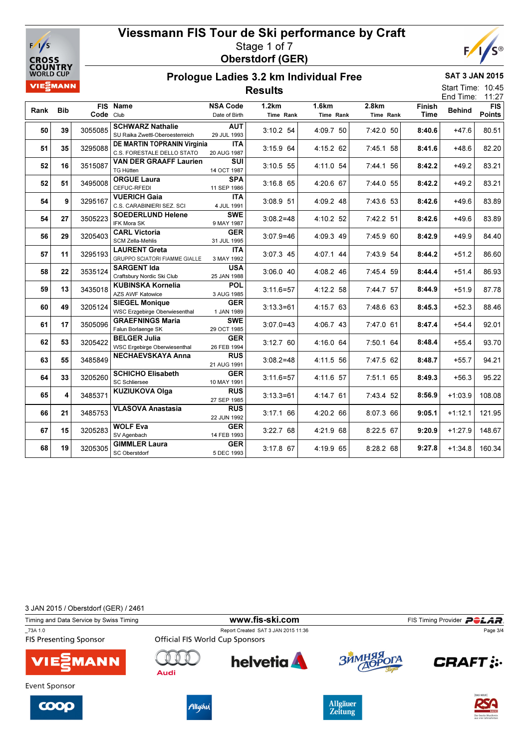# Viessmann FIS Tour de Ski performance by Craft

Stage 1 of 7

Oberstdorf (GER)

## Prologue Ladies 3.2 km Individual Free

## Results

SAT 3 JAN 2015

Start Time: 10:45
End Time: 11:27

| Rank | Bib | FIS Code | Name / Club | NSA Code / Date of Birth | 1.2km Time Rank | 1.6km Time Rank | 2.8km Time Rank | Finish Time | Behind | FIS Points |
|---|---|---|---|---|---|---|---|---|---|---|
| 50 | 39 | 3055085 | **SCHWARZ Nathalie** SU Raika Zwettl-Oberoesterreich | AUT 29 JUL 1993 | 3:10.2 54 | 4:09.7 50 | 7:42.0 50 | **8:40.6** | +47.6 | 80.51 |
| 51 | 35 | 3295088 | **DE MARTIN TOPRANIN Virginia** C.S. FORESTALE DELLO STATO | ITA 20 AUG 1987 | 3:15.9 64 | 4:15.2 62 | 7:45.1 58 | **8:41.6** | +48.6 | 82.20 |
| 52 | 16 | 3515087 | **VAN DER GRAAFF Laurien** TG Hütten | SUI 14 OCT 1987 | 3:10.5 55 | 4:11.0 54 | 7:44.1 56 | **8:42.2** | +49.2 | 83.21 |
| 52 | 51 | 3495008 | **ORGUE Laura** CEFUC-RFEDI | SPA 11 SEP 1986 | 3:16.8 65 | 4:20.6 67 | 7:44.0 55 | **8:42.2** | +49.2 | 83.21 |
| 54 | 9 | 3295167 | **VUERICH Gaia** C.S. CARABINIERI SEZ. SCI | ITA 4 JUL 1991 | 3:08.9 51 | 4:09.2 48 | 7:43.6 53 | **8:42.6** | +49.6 | 83.89 |
| 54 | 27 | 3505223 | **SOEDERLUND Helene** IFK Mora SK | SWE 9 MAY 1987 | 3:08.2=48 | 4:10.2 52 | 7:42.2 51 | **8:42.6** | +49.6 | 83.89 |
| 56 | 29 | 3205403 | **CARL Victoria** SCM Zella-Mehlis | GER 31 JUL 1995 | 3:07.9=46 | 4:09.3 49 | 7:45.9 60 | **8:42.9** | +49.9 | 84.40 |
| 57 | 11 | 3295193 | **LAURENT Greta** GRUPPO SCIATORI FIAMME GIALLE | ITA 3 MAY 1992 | 3:07.3 45 | 4:07.1 44 | 7:43.9 54 | **8:44.2** | +51.2 | 86.60 |
| 58 | 22 | 3535124 | **SARGENT Ida** Craftsbury Nordic Ski Club | USA 25 JAN 1988 | 3:06.0 40 | 4:08.2 46 | 7:45.4 59 | **8:44.4** | +51.4 | 86.93 |
| 59 | 13 | 3435018 | **KUBINSKA Kornelia** AZS AWF Katowice | POL 3 AUG 1985 | 3:11.6=57 | 4:12.2 58 | 7:44.7 57 | **8:44.9** | +51.9 | 87.78 |
| 60 | 49 | 3205124 | **SIEGEL Monique** WSC Erzgebirge Oberwiesenthal | GER 1 JAN 1989 | 3:13.3=61 | 4:15.7 63 | 7:48.6 63 | **8:45.3** | +52.3 | 88.46 |
| 61 | 17 | 3505096 | **GRAEFNINGS Maria** Falun Borlaenge SK | SWE 29 OCT 1985 | 3:07.0=43 | 4:06.7 43 | 7:47.0 61 | **8:47.4** | +54.4 | 92.01 |
| 62 | 53 | 3205422 | **BELGER Julia** WSC Ergebirge Oberwiesenthal | GER 26 FEB 1994 | 3:12.7 60 | 4:16.0 64 | 7:50.1 64 | **8:48.4** | +55.4 | 93.70 |
| 63 | 55 | 3485849 | **NECHAEVSKAYA Anna** | RUS 21 AUG 1991 | 3:08.2=48 | 4:11.5 56 | 7:47.5 62 | **8:48.7** | +55.7 | 94.21 |
| 64 | 33 | 3205260 | **SCHICHO Elisabeth** SC Schliersee | GER 10 MAY 1991 | 3:11.6=57 | 4:11.6 57 | 7:51.1 65 | **8:49.3** | +56.3 | 95.22 |
| 65 | 4 | 3485371 | **KUZIUKOVA Olga** | RUS 27 SEP 1985 | 3:13.3=61 | 4:14.7 61 | 7:43.4 52 | **8:56.9** | +1:03.9 | 108.08 |
| 66 | 21 | 3485753 | **VLASOVA Anastasia** | RUS 22 JUN 1992 | 3:17.1 66 | 4:20.2 66 | 8:07.3 66 | **9:05.1** | +1:12.1 | 121.95 |
| 67 | 15 | 3205283 | **WOLF Eva** SV Agenbach | GER 14 FEB 1993 | 3:22.7 68 | 4:21.9 68 | 8:22.5 67 | **9:20.9** | +1:27.9 | 148.67 |
| 68 | 19 | 3205305 | **GIMMLER Laura** SC Oberstdorf | GER 5 DEC 1993 | 3:17.8 67 | 4:19.9 65 | 8:28.2 68 | **9:27.8** | +1:34.8 | 160.34 |

3 JAN 2015 / Oberstdorf (GER) / 2461

Timing and Data Service by Swiss Timing — www.fis-ski.com — FIS Timing Provider POLAR

_73A 1.0 — Report Created SAT 3 JAN 2015 11:36

FIS Presenting Sponsor — Official FIS World Cup Sponsors

Event Sponsor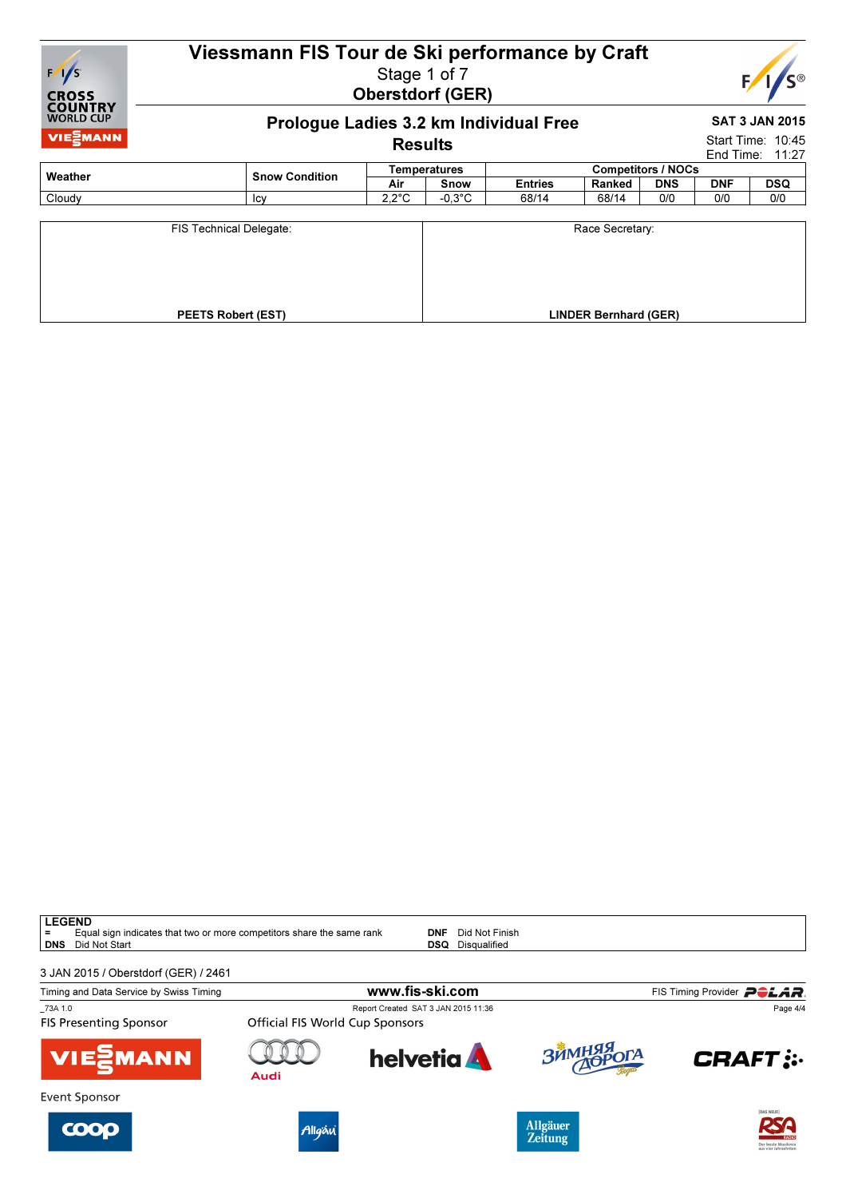# Viessmann FIS Tour de Ski performance by Craft

Stage 1 of 7

**Oberstdorf (GER)**

## Prologue Ladies 3.2 km Individual Free

## Results

**SAT 3 JAN 2015**

Start Time: 10:45

End Time: 11:27

| Weather | Snow Condition | Temperatures | | Competitors / NOCs | | | | |
|---|---|---|---|---|---|---|---|---|
| | | Air | Snow | Entries | Ranked | DNS | DNF | DSQ |
| Cloudy | Icy | 2,2°C | -0,3°C | 68/14 | 68/14 | 0/0 | 0/0 | 0/0 |

| FIS Technical Delegate: | Race Secretary: |
|---|---|
| **PEETS Robert (EST)** | **LINDER Bernhard (GER)** |

**LEGEND**

= Equal sign indicates that two or more competitors share the same rank

**DNS** Did Not Start

**DNF** Did Not Finish

**DSQ** Disqualified

3 JAN 2015 / Oberstdorf (GER) / 2461

Timing and Data Service by Swiss Timing

www.fis-ski.com

FIS Timing Provider POLAR

_73A 1.0

Report Created SAT 3 JAN 2015 11:36

FIS Presenting Sponsor

Official FIS World Cup Sponsors

Event Sponsor